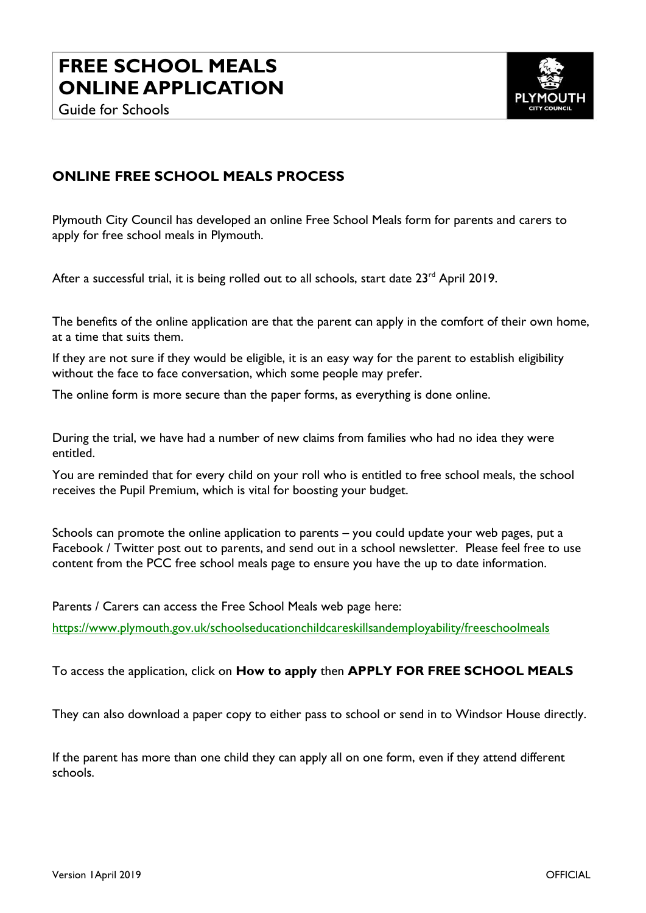# FREE SCHOOL MEALS ONLINE APPLICATION

Guide for Schools

## ONLINE FREE SCHOOL MEALS PROCESS

Plymouth City Council has developed an online Free School Meals form for parents and carers to apply for free school meals in Plymouth.

After a successful trial, it is being rolled out to all schools, start date 23rd April 2019.

The benefits of the online application are that the parent can apply in the comfort of their own home, at a time that suits them.

If they are not sure if they would be eligible, it is an easy way for the parent to establish eligibility without the face to face conversation, which some people may prefer.

The online form is more secure than the paper forms, as everything is done online.

During the trial, we have had a number of new claims from families who had no idea they were entitled.

You are reminded that for every child on your roll who is entitled to free school meals, the school receives the Pupil Premium, which is vital for boosting your budget.

Schools can promote the online application to parents – you could update your web pages, put a Facebook / Twitter post out to parents, and send out in a school newsletter. Please feel free to use content from the PCC free school meals page to ensure you have the up to date information.

Parents / Carers can access the Free School Meals web page here:

https://www.plymouth.gov.uk/schoolseducationchildcareskillsandemployability/freeschoolmeals

To access the application, click on **How to apply** then **APPLY FOR FREE SCHOOL MEALS**

They can also download a paper copy to either pass to school or send in to Windsor House directly.

If the parent has more than one child they can apply all on one form, even if they attend different schools.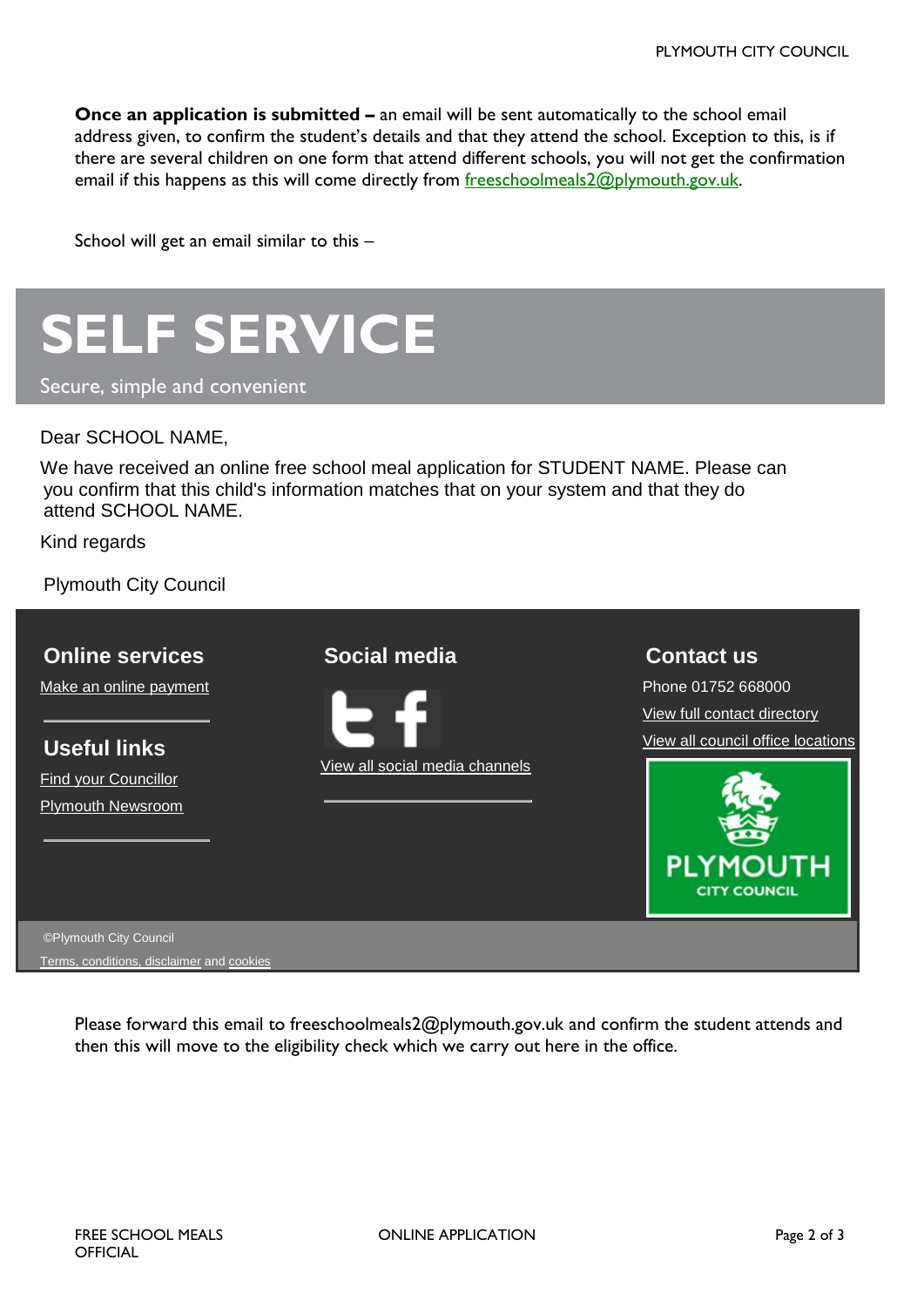**Once an application is submitted –** an email will be sent automatically to the school email address given, to confirm the student's details and that they attend the school. Exception to this, is if there are several children on one form that attend different schools, you will not get the confirmation email if this happens as this will come directly from freeschoolmeals2@plymouth.gov.uk.

School will get an email similar to this –

# SELF SERVICE

Secure, simple and convenient

Dear SCHOOL NAME,

We have received an online free school meal application for STUDENT NAME. Please can you confirm that this child's information matches that on your system and that they do attend SCHOOL NAME.

Kind regards

Plymouth City Council

**Online services**

Make an online payment

**Useful links**

Find your Councillor

Plymouth Newsroom

**Social media**

View all social media channels

**Contact us**

Phone 01752 668000

View full contact directory

View all council office locations

PLYMOUTH CITY COUNCIL

©Plymouth City Council

Terms, conditions, disclaimer and cookies

Please forward this email to freeschoolmeals2@plymouth.gov.uk and confirm the student attends and then this will move to the eligibility check which we carry out here in the office.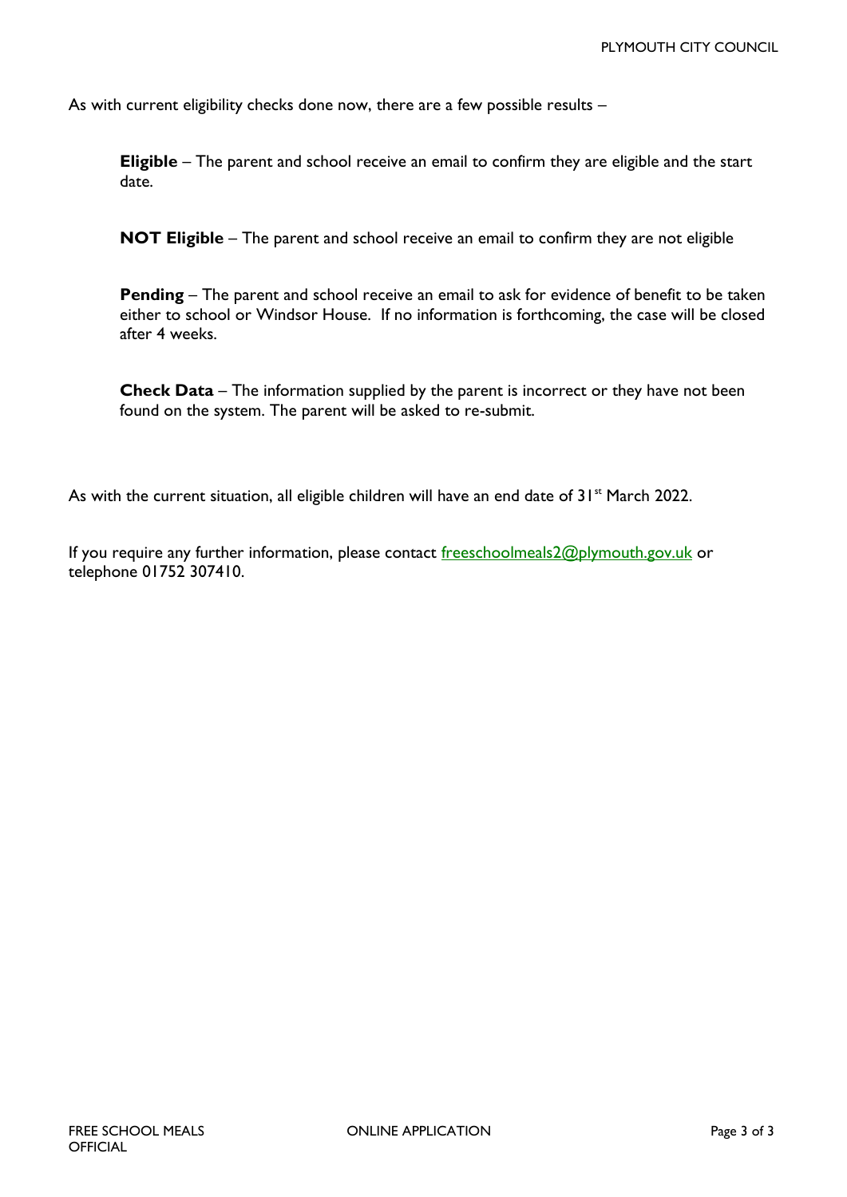As with current eligibility checks done now, there are a few possible results –

**Eligible** – The parent and school receive an email to confirm they are eligible and the start date.

**NOT Eligible** – The parent and school receive an email to confirm they are not eligible

**Pending** – The parent and school receive an email to ask for evidence of benefit to be taken either to school or Windsor House. If no information is forthcoming, the case will be closed after 4 weeks.

**Check Data** – The information supplied by the parent is incorrect or they have not been found on the system. The parent will be asked to re-submit.

As with the current situation, all eligible children will have an end date of 31st March 2022.

If you require any further information, please contact freeschoolmeals2@plymouth.gov.uk or telephone 01752 307410.